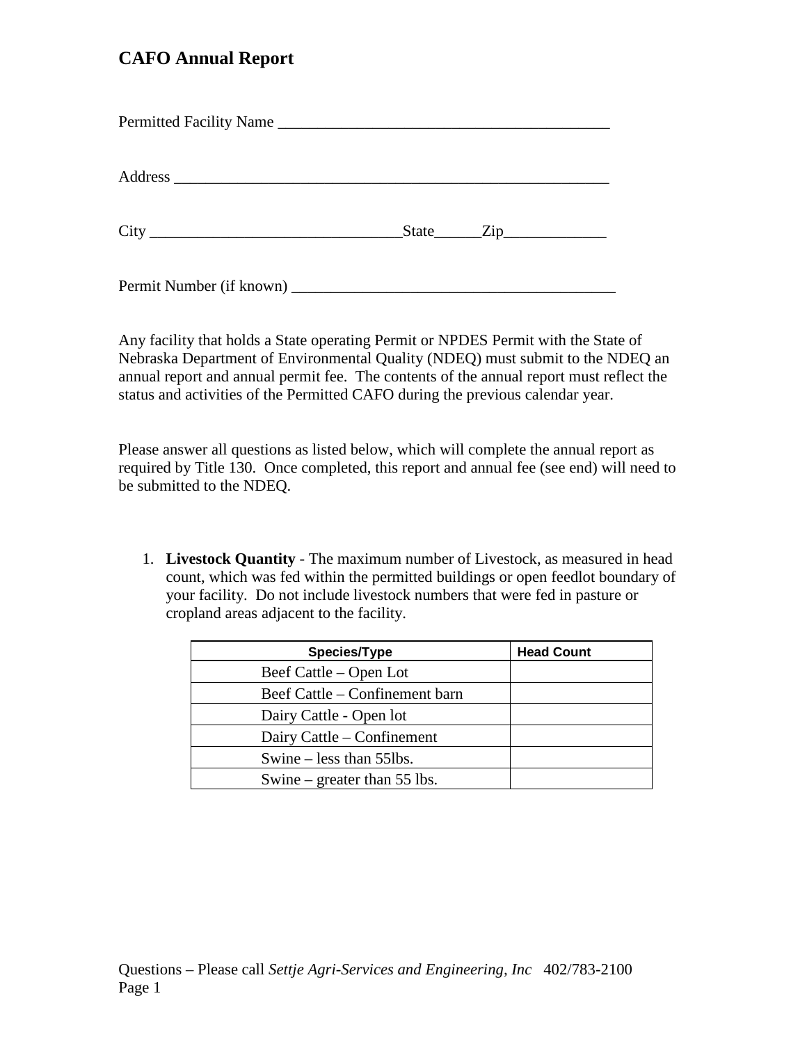# CAFO Annual Report

Permitted Facility Name ___________________________________________

Address _________________________________________________________

City _______________________________State______Zip_____________

Permit Number (if known) __________________________________________

Any facility that holds a State operating Permit or NPDES Permit with the State of Nebraska Department of Environmental Quality (NDEQ) must submit to the NDEQ an annual report and annual permit fee. The contents of the annual report must reflect the status and activities of the Permitted CAFO during the previous calendar year.

Please answer all questions as listed below, which will complete the annual report as required by Title 130. Once completed, this report and annual fee (see end) will need to be submitted to the NDEQ.

1. **Livestock Quantity** - The maximum number of Livestock, as measured in head count, which was fed within the permitted buildings or open feedlot boundary of your facility. Do not include livestock numbers that were fed in pasture or cropland areas adjacent to the facility.

| Species/Type | Head Count |
|---|---|
| Beef Cattle – Open Lot | |
| Beef Cattle – Confinement barn | |
| Dairy Cattle - Open lot | |
| Dairy Cattle – Confinement | |
| Swine – less than 55lbs. | |
| Swine – greater than 55 lbs. | |

Questions – Please call *Settje Agri-Services and Engineering, Inc* 402/783-2100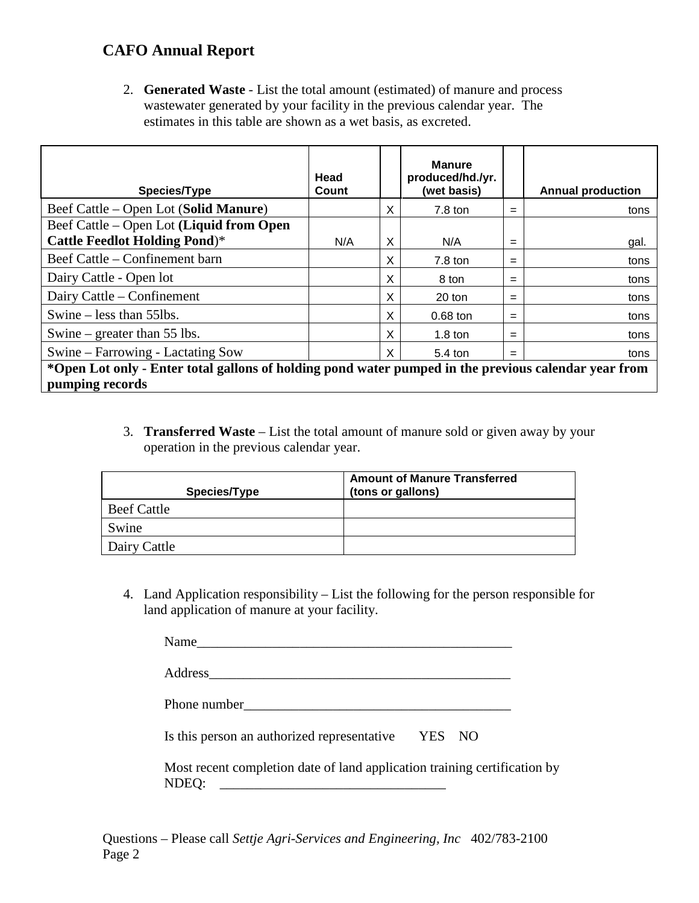# CAFO Annual Report

2. **Generated Waste** - List the total amount (estimated) of manure and process wastewater generated by your facility in the previous calendar year. The estimates in this table are shown as a wet basis, as excreted.

| Species/Type | Head Count | | Manure produced/hd./yr. (wet basis) | | Annual production |
|---|---|---|---|---|---|
| Beef Cattle – Open Lot (**Solid Manure**) | | X | 7.8 ton | = | tons |
| Beef Cattle – Open Lot **(Liquid from Open Cattle Feedlot Holding Pond**)* | N/A | X | N/A | = | gal. |
| Beef Cattle – Confinement barn | | X | 7.8 ton | = | tons |
| Dairy Cattle - Open lot | | X | 8 ton | = | tons |
| Dairy Cattle – Confinement | | X | 20 ton | = | tons |
| Swine – less than 55lbs. | | X | 0.68 ton | = | tons |
| Swine – greater than 55 lbs. | | X | 1.8 ton | = | tons |
| Swine – Farrowing - Lactating Sow | | X | 5.4 ton | = | tons |
| ***Open Lot only - Enter total gallons of holding pond water pumped in the previous calendar year from pumping records** | | | | | |

3. **Transferred Waste** – List the total amount of manure sold or given away by your operation in the previous calendar year.

| Species/Type | Amount of Manure Transferred (tons or gallons) |
|---|---|
| Beef Cattle | |
| Swine | |
| Dairy Cattle | |

4. Land Application responsibility – List the following for the person responsible for land application of manure at your facility.

   Name_______________________________________________

   Address_____________________________________________

   Phone number________________________________________

   Is this person an authorized representative    YES  NO

   Most recent completion date of land application training certification by NDEQ: ___________________________________

Questions – Please call *Settje Agri-Services and Engineering, Inc* 402/783-2100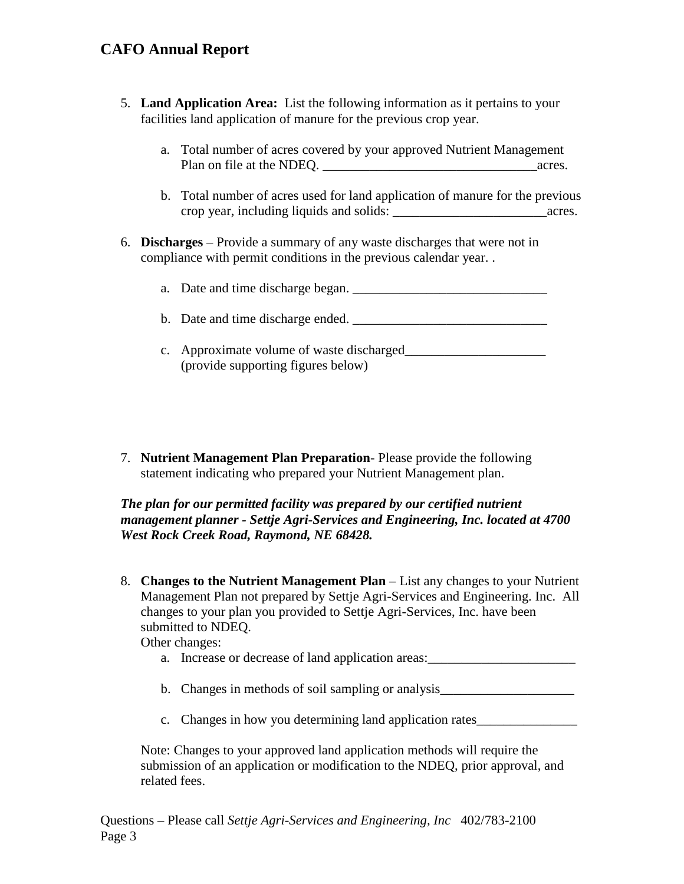# CAFO Annual Report

5. **Land Application Area:** List the following information as it pertains to your facilities land application of manure for the previous crop year.

    a. Total number of acres covered by your approved Nutrient Management Plan on file at the NDEQ. ________________________________acres.

    b. Total number of acres used for land application of manure for the previous crop year, including liquids and solids: _______________________acres.

6. **Discharges** – Provide a summary of any waste discharges that were not in compliance with permit conditions in the previous calendar year. .

    a. Date and time discharge began. _____________________________

    b. Date and time discharge ended. _____________________________

    c. Approximate volume of waste discharged_____________________ (provide supporting figures below)

7. **Nutrient Management Plan Preparation**- Please provide the following statement indicating who prepared your Nutrient Management plan.

***The plan for our permitted facility was prepared by our certified nutrient management planner - Settje Agri-Services and Engineering, Inc. located at 4700 West Rock Creek Road, Raymond, NE 68428.***

8. **Changes to the Nutrient Management Plan** – List any changes to your Nutrient Management Plan not prepared by Settje Agri-Services and Engineering. Inc. All changes to your plan you provided to Settje Agri-Services, Inc. have been submitted to NDEQ.
   Other changes:

    a. Increase or decrease of land application areas:______________________

    b. Changes in methods of soil sampling or analysis____________________

    c. Changes in how you determining land application rates_______________

   Note: Changes to your approved land application methods will require the submission of an application or modification to the NDEQ, prior approval, and related fees.

Questions – Please call *Settje Agri-Services and Engineering, Inc* 402/783-2100